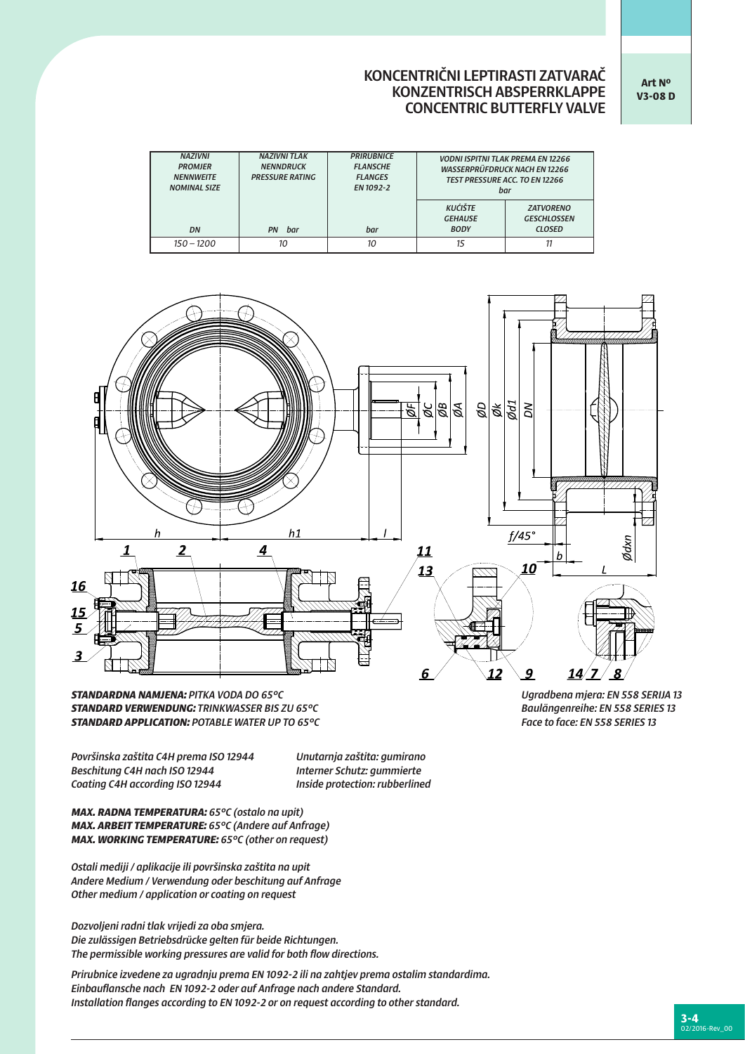# KONCENTRIČNI LEPTIRASTI ZATVARAČ
# KONZENTRISCH ABSPERRKLAPPE
# CONCENTRIC BUTTERFLY VALVE

**Art Nº V3-08 D**

| NAZIVNI PROMJER NENNWEITE NOMINAL SIZE | NAZIVNI TLAK NENNDRUCK PRESSURE RATING | PRIRUBNICE FLANSCHE FLANGES EN 1092-2 | VODNI ISPITNI TLAK PREMA EN 12266 WASSERPRÜFDRUCK NACH EN 12266 TEST PRESSURE ACC. TO EN 12266 bar | |
|---|---|---|---|---|
| | | | KUĆIŠTE GEHAUSE BODY | ZATVORENO GESCHLOSSEN CLOSED |
| DN | PN bar | bar | | |
| 150 – 1200 | 10 | 10 | 15 | 11 |

***STANDARDNA NAMJENA:*** *PITKA VODA DO 65°C*
***STANDARD VERWENDUNG:*** *TRINKWASSER BIS ZU 65°C*
***STANDARD APPLICATION:*** *POTABLE WATER UP TO 65°C*

*Ugradbena mjera: EN 558 SERIJA 13*
*Baulängenreihe: EN 558 SERIES 13*
*Face to face: EN 558 SERIES 13*

*Površinska zaštita C4H prema ISO 12944*
*Beschitung C4H nach ISO 12944*
*Coating C4H according ISO 12944*

*Unutarnja zaštita: gumirano*
*Interner Schutz: gummierte*
*Inside protection: rubberlined*

***MAX. RADNA TEMPERATURA:*** *65°C (ostalo na upit)*
***MAX. ARBEIT TEMPERATURE:*** *65°C (Andere auf Anfrage)*
***MAX. WORKING TEMPERATURE:*** *65°C (other on request)*

*Ostali mediji / aplikacije ili površinska zaštita na upit*
*Andere Medium / Verwendung oder beschitung auf Anfrage*
*Other medium / application or coating on request*

*Dozvoljeni radni tlak vrijedi za oba smjera.*
*Die zulässigen Betriebsdrücke gelten für beide Richtungen.*
*The permissible working pressures are valid for both flow directions.*

*Prirubnice izvedene za ugradnju prema EN 1092-2 ili na zahtjev prema ostalim standardima.*
*Einbauflansche nach EN 1092-2 oder auf Anfrage nach andere Standard.*
*Installation flanges according to EN 1092-2 or on request according to other standard.*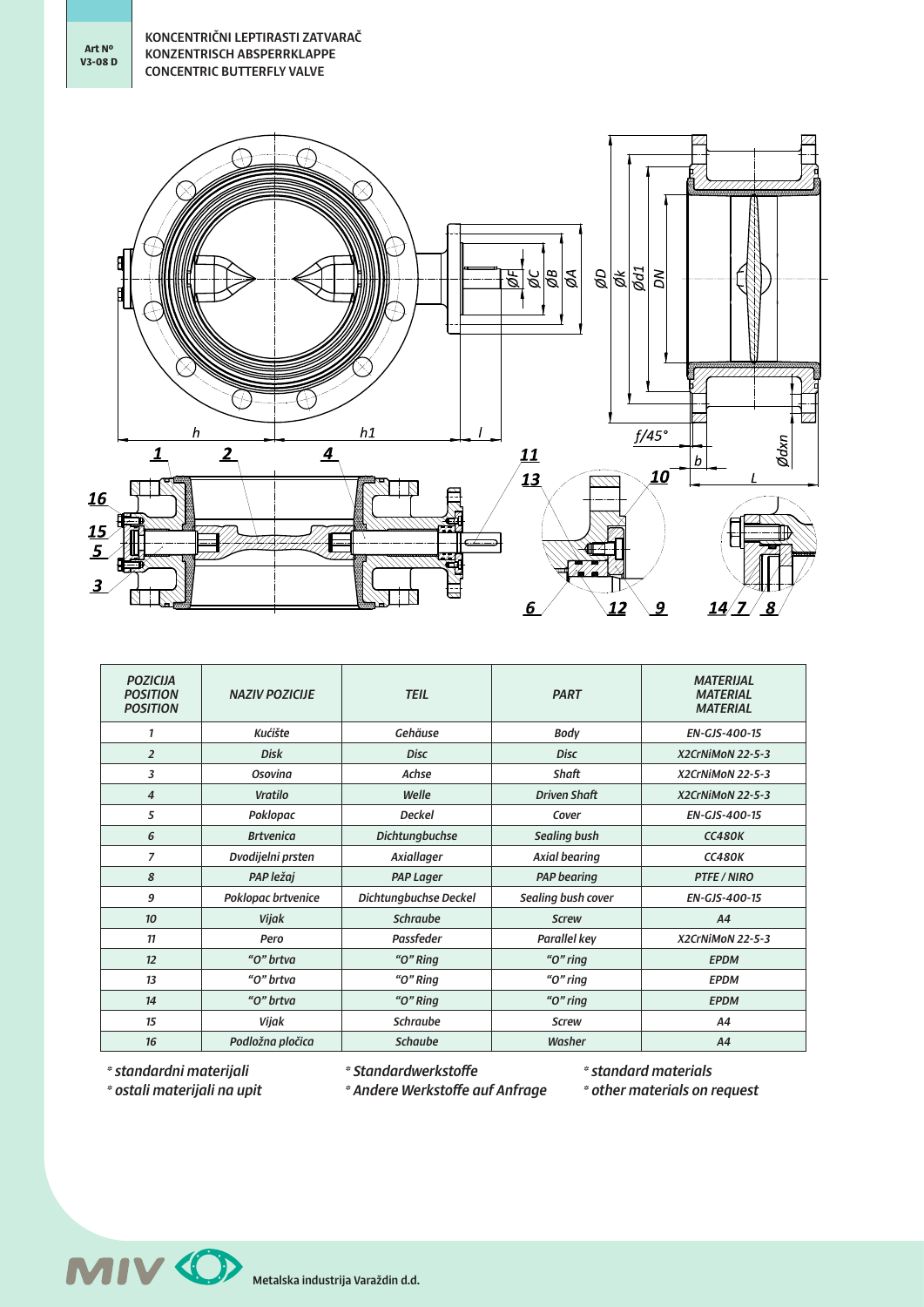Art Nº V3-08 D

# KONCENTRIČNI LEPTIRASTI ZATVARAČ
# KONZENTRISCH ABSPERRKLAPPE
# CONCENTRIC BUTTERFLY VALVE

| POZICIJA POSITION POSITION | NAZIV POZICIJE | TEIL | PART | MATERIJAL MATERIAL MATERIAL |
|---|---|---|---|---|
| 1 | Kućište | Gehäuse | Body | EN-GJS-400-15 |
| 2 | Disk | Disc | Disc | X2CrNiMoN 22-5-3 |
| 3 | Osovina | Achse | Shaft | X2CrNiMoN 22-5-3 |
| 4 | Vratilo | Welle | Driven Shaft | X2CrNiMoN 22-5-3 |
| 5 | Poklopac | Deckel | Cover | EN-GJS-400-15 |
| 6 | Brtvenica | Dichtungbuchse | Sealing bush | CC480K |
| 7 | Dvodijelni prsten | Axiallager | Axial bearing | CC480K |
| 8 | PAP ležaj | PAP Lager | PAP bearing | PTFE / NIRO |
| 9 | Poklopac brtvenice | Dichtungbuchse Deckel | Sealing bush cover | EN-GJS-400-15 |
| 10 | Vijak | Schraube | Screw | A4 |
| 11 | Pero | Passfeder | Parallel key | X2CrNiMoN 22-5-3 |
| 12 | "O" brtva | "O" Ring | "O" ring | EPDM |
| 13 | "O" brtva | "O" Ring | "O" ring | EPDM |
| 14 | "O" brtva | "O" Ring | "O" ring | EPDM |
| 15 | Vijak | Schraube | Screw | A4 |
| 16 | Podložna pločica | Schaube | Washer | A4 |

* standardni materijali
* ostali materijali na upit

* Standardwerkstoffe
* Andere Werkstoffe auf Anfrage

* standard materials
* other materials on request

Metalska industrija Varaždin d.d.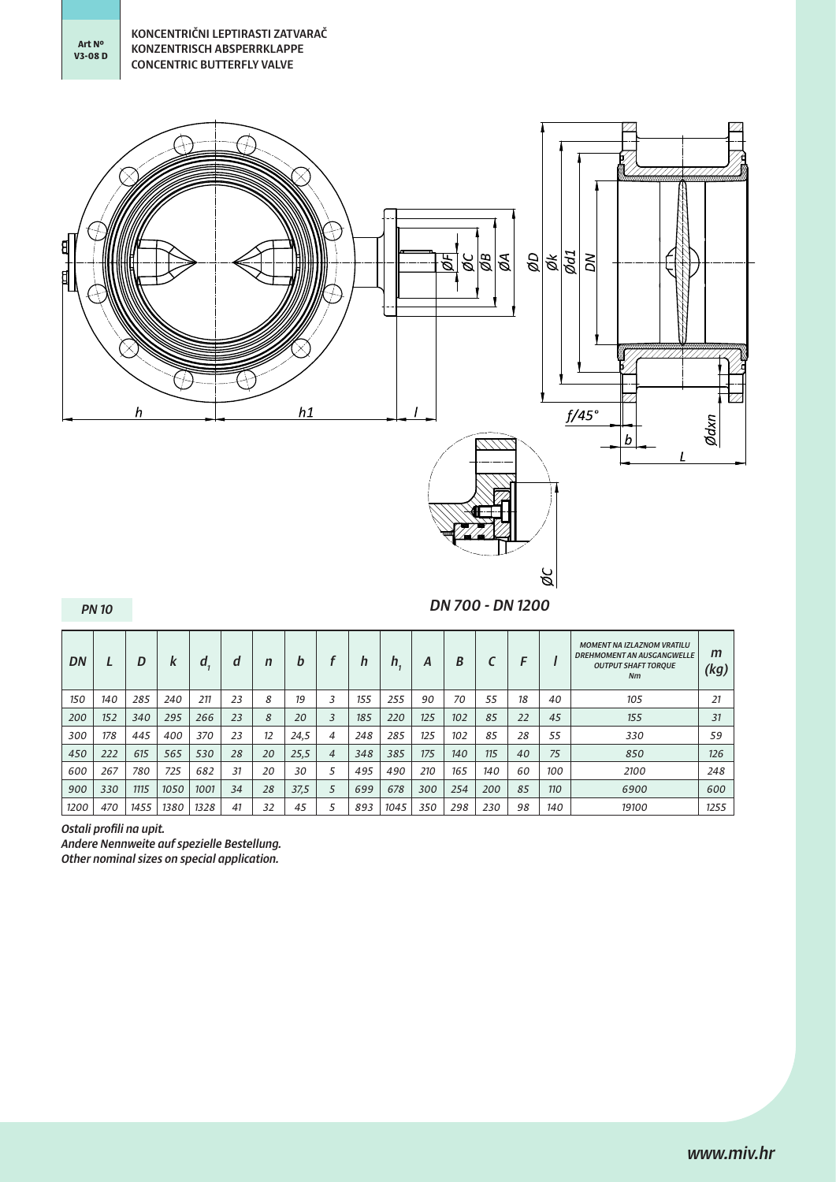Art Nº V3-08 D

# KONCENTRIČNI LEPTIRASTI ZATVARAČ
# KONZENTRISCH ABSPERRKLAPPE
# CONCENTRIC BUTTERFLY VALVE

h
h1
l
ØF
ØC
ØB
ØA
ØD
Øk
Ød1
DN
f/45°
b
Ødxn
L
ØC

*DN 700 - DN 1200*

*PN 10*

| DN | L | D | k | $d_1$ | d | n | b | f | h | $h_1$ | A | B | C | F | l | MOMENT NA IZLAZNOM VRATILU DREHMOMENT AN AUSGANGWELLE OUTPUT SHAFT TORQUE Nm | m (kg) |
|---|---|---|---|---|---|---|---|---|---|---|---|---|---|---|---|---|---|
| 150 | 140 | 285 | 240 | 211 | 23 | 8 | 19 | 3 | 155 | 255 | 90 | 70 | 55 | 18 | 40 | 105 | 21 |
| 200 | 152 | 340 | 295 | 266 | 23 | 8 | 20 | 3 | 185 | 220 | 125 | 102 | 85 | 22 | 45 | 155 | 31 |
| 300 | 178 | 445 | 400 | 370 | 23 | 12 | 24,5 | 4 | 248 | 285 | 125 | 102 | 85 | 28 | 55 | 330 | 59 |
| 450 | 222 | 615 | 565 | 530 | 28 | 20 | 25,5 | 4 | 348 | 385 | 175 | 140 | 115 | 40 | 75 | 850 | 126 |
| 600 | 267 | 780 | 725 | 682 | 31 | 20 | 30 | 5 | 495 | 490 | 210 | 165 | 140 | 60 | 100 | 2100 | 248 |
| 900 | 330 | 1115 | 1050 | 1001 | 34 | 28 | 37,5 | 5 | 699 | 678 | 300 | 254 | 200 | 85 | 110 | 6900 | 600 |
| 1200 | 470 | 1455 | 1380 | 1328 | 41 | 32 | 45 | 5 | 893 | 1045 | 350 | 298 | 230 | 98 | 140 | 19100 | 1255 |

*Ostali profili na upit.*
*Andere Nennweite auf spezielle Bestellung.*
*Other nominal sizes on special application.*

*www.miv.hr*